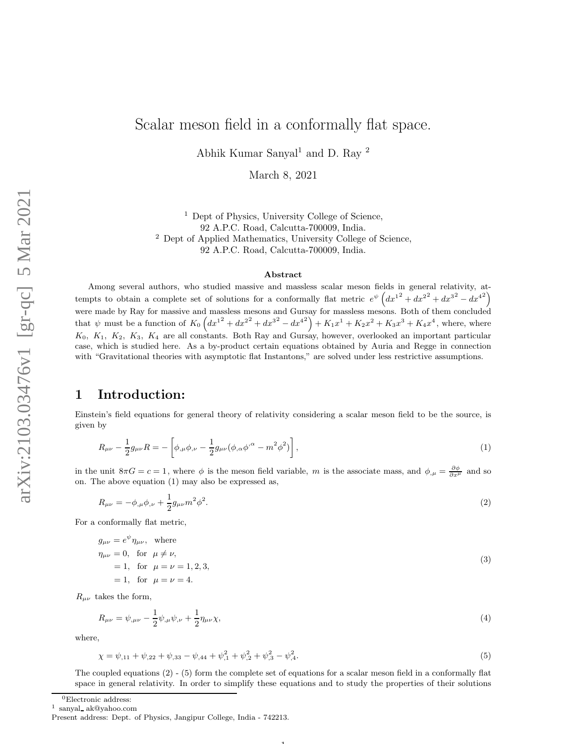# Scalar meson field in a conformally flat space.

Abhik Kumar Sanyal[1] and D. Ray [2]

March 8, 2021

[1] Dept of Physics, University College of Science,
92 A.P.C. Road, Calcutta-700009, India.
[2] Dept of Applied Mathematics, University College of Science,
92 A.P.C. Road, Calcutta-700009, India.

### Abstract

Among several authors, who studied massive and massless scalar meson fields in general relativity, attempts to obtain a complete set of solutions for a conformally flat metric $e^{\psi}\left(dx^{1^2} + dx^{2^2} + dx^{3^2} - dx^{4^2}\right)$ were made by Ray for massive and massless mesons and Gursay for massless mesons. Both of them concluded that $\psi$ must be a function of $K_0\left(dx^{1^2} + dx^{2^2} + dx^{3^2} - dx^{4^2}\right) + K_1x^1 + K_2x^2 + K_3x^3 + K_4x^4$, where, where $K_0,\ K_1,\ K_2,\ K_3,\ K_4$ are all constants. Both Ray and Gursay, however, overlooked an important particular case, which is studied here. As a by-product certain equations obtained by Auria and Regge in connection with "Gravitational theories with asymptotic flat Instantons," are solved under less restrictive assumptions.

## 1 Introduction:

Einstein's field equations for general theory of relativity considering a scalar meson field to be the source, is given by

$$R_{\mu\nu} - \frac{1}{2}g_{\mu\nu}R = -\left[\phi_{,\mu}\phi_{,\nu} - \frac{1}{2}g_{\mu\nu}(\phi_{,\alpha}\phi^{,\alpha} - m^2\phi^2)\right], \tag{1}$$

in the unit $8\pi G = c = 1$, where $\phi$ is the meson field variable, $m$ is the associate mass, and $\phi_{,\mu} = \frac{\partial\phi}{\partial x^{\mu}}$ and so on. The above equation (1) may also be expressed as,

$$R_{\mu\nu} = -\phi_{,\mu}\phi_{,\nu} + \frac{1}{2}g_{\mu\nu}m^2\phi^2. \tag{2}$$

For a conformally flat metric,

$$\begin{aligned}
&g_{\mu\nu} = e^{\psi}\eta_{\mu\nu}, \quad \text{where} \\
&\eta_{\mu\nu} = 0, \quad \text{for} \quad \mu \neq \nu, \\
&\qquad = 1, \quad \text{for} \quad \mu = \nu = 1, 2, 3, \\
&\qquad = 1, \quad \text{for} \quad \mu = \nu = 4.
\end{aligned} \tag{3}$$

$R_{\mu\nu}$ takes the form,

$$R_{\mu\nu} = \psi_{,\mu\nu} - \frac{1}{2}\psi_{,\mu}\psi_{,\nu} + \frac{1}{2}\eta_{\mu\nu}\chi, \tag{4}$$

where,

$$\chi = \psi_{,11} + \psi_{,22} + \psi_{,33} - \psi_{,44} + \psi_{,1}^2 + \psi_{,2}^2 + \psi_{,3}^2 - \psi_{,4}^2. \tag{5}$$

The coupled equations (2) - (5) form the complete set of equations for a scalar meson field in a conformally flat space in general relativity. In order to simplify these equations and to study the properties of their solutions

[0] Electronic address:
[1] sanyal_ ak@yahoo.com
Present address: Dept. of Physics, Jangipur College, India - 742213.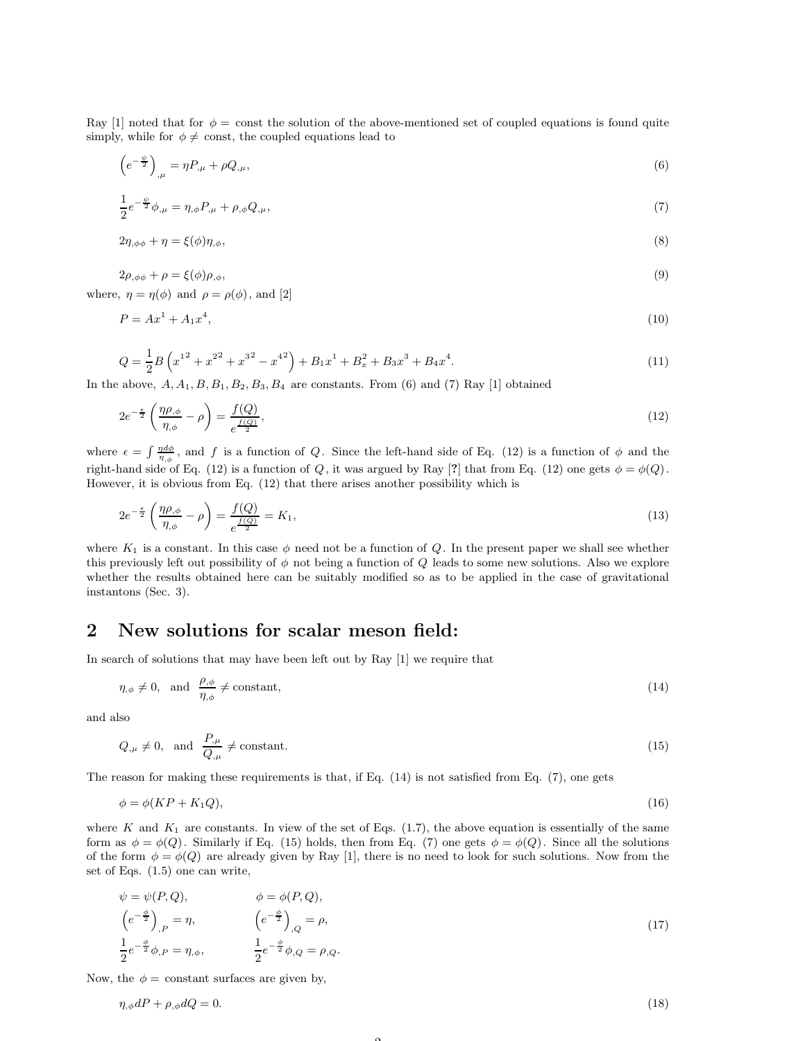Ray [1] noted that for $\phi =$ const the solution of the above-mentioned set of coupled equations is found quite simply, while for $\phi \neq$ const, the coupled equations lead to

$$\left(e^{-\frac{\psi}{2}}\right)_{,\mu} = \eta P_{,\mu} + \rho Q_{,\mu}, \tag{6}$$

$$\frac{1}{2}e^{-\frac{\psi}{2}}\phi_{,\mu} = \eta_{,\phi} P_{,\mu} + \rho_{,\phi} Q_{,\mu}, \tag{7}$$

$$2\eta_{,\phi\phi} + \eta = \xi(\phi)\eta_{,\phi}, \tag{8}$$

$$2\rho_{,\phi\phi} + \rho = \xi(\phi)\rho_{,\phi}, \tag{9}$$

where, $\eta = \eta(\phi)$ and $\rho = \rho(\phi)$, and [2]

$$P = Ax^1 + A_1 x^4, \tag{10}$$

$$Q = \frac{1}{2}B\left(x^{1^2} + x^{2^2} + x^{3^2} - x^{4^2}\right) + B_1 x^1 + B_x^2 + B_3 x^3 + B_4 x^4. \tag{11}$$

In the above, $A, A_1, B, B_1, B_2, B_3, B_4$ are constants. From (6) and (7) Ray [1] obtained

$$2e^{-\frac{\epsilon}{2}}\left(\frac{\eta\rho_{,\phi}}{\eta_{,\phi}} - \rho\right) = \frac{f(Q)}{e^{\frac{f(Q)}{2}}}, \tag{12}$$

where $\epsilon = \int \frac{\eta d\phi}{\eta_{,\phi}}$, and $f$ is a function of $Q$. Since the left-hand side of Eq. (12) is a function of $\phi$ and the right-hand side of Eq. (12) is a function of $Q$, it was argued by Ray [?] that from Eq. (12) one gets $\phi = \phi(Q)$. However, it is obvious from Eq. (12) that there arises another possibility which is

$$2e^{-\frac{\epsilon}{2}}\left(\frac{\eta\rho_{,\phi}}{\eta_{,\phi}} - \rho\right) = \frac{f(Q)}{e^{\frac{f(Q)}{2}}} = K_1, \tag{13}$$

where $K_1$ is a constant. In this case $\phi$ need not be a function of $Q$. In the present paper we shall see whether this previously left out possibility of $\phi$ not being a function of $Q$ leads to some new solutions. Also we explore whether the results obtained here can be suitably modified so as to be applied in the case of gravitational instantons (Sec. 3).

## 2 New solutions for scalar meson field:

In search of solutions that may have been left out by Ray [1] we require that

$$\eta_{,\phi} \neq 0, \quad \text{and} \quad \frac{\rho_{,\phi}}{\eta_{,\phi}} \neq \text{constant}, \tag{14}$$

and also

$$Q_{,\mu} \neq 0, \quad \text{and} \quad \frac{P_{,\mu}}{Q_{,\mu}} \neq \text{constant}. \tag{15}$$

The reason for making these requirements is that, if Eq. (14) is not satisfied from Eq. (7), one gets

$$\phi = \phi(KP + K_1 Q), \tag{16}$$

where $K$ and $K_1$ are constants. In view of the set of Eqs. (1.7), the above equation is essentially of the same form as $\phi = \phi(Q)$. Similarly if Eq. (15) holds, then from Eq. (7) one gets $\phi = \phi(Q)$. Since all the solutions of the form $\phi = \phi(Q)$ are already given by Ray [1], there is no need to look for such solutions. Now from the set of Eqs. (1.5) one can write,

$$\begin{aligned}
&\psi = \psi(P, Q), && \phi = \phi(P, Q), \\
&\left(e^{-\frac{\phi}{2}}\right)_{,P} = \eta, && \left(e^{-\frac{\phi}{2}}\right)_{,Q} = \rho, \\
&\frac{1}{2}e^{-\frac{\phi}{2}}\phi_{,P} = \eta_{,\phi}, && \frac{1}{2}e^{-\frac{\phi}{2}}\phi_{,Q} = \rho_{,Q}.
\end{aligned} \tag{17}$$

Now, the $\phi =$ constant surfaces are given by,

$$\eta_{,\phi} dP + \rho_{,\phi} dQ = 0. \tag{18}$$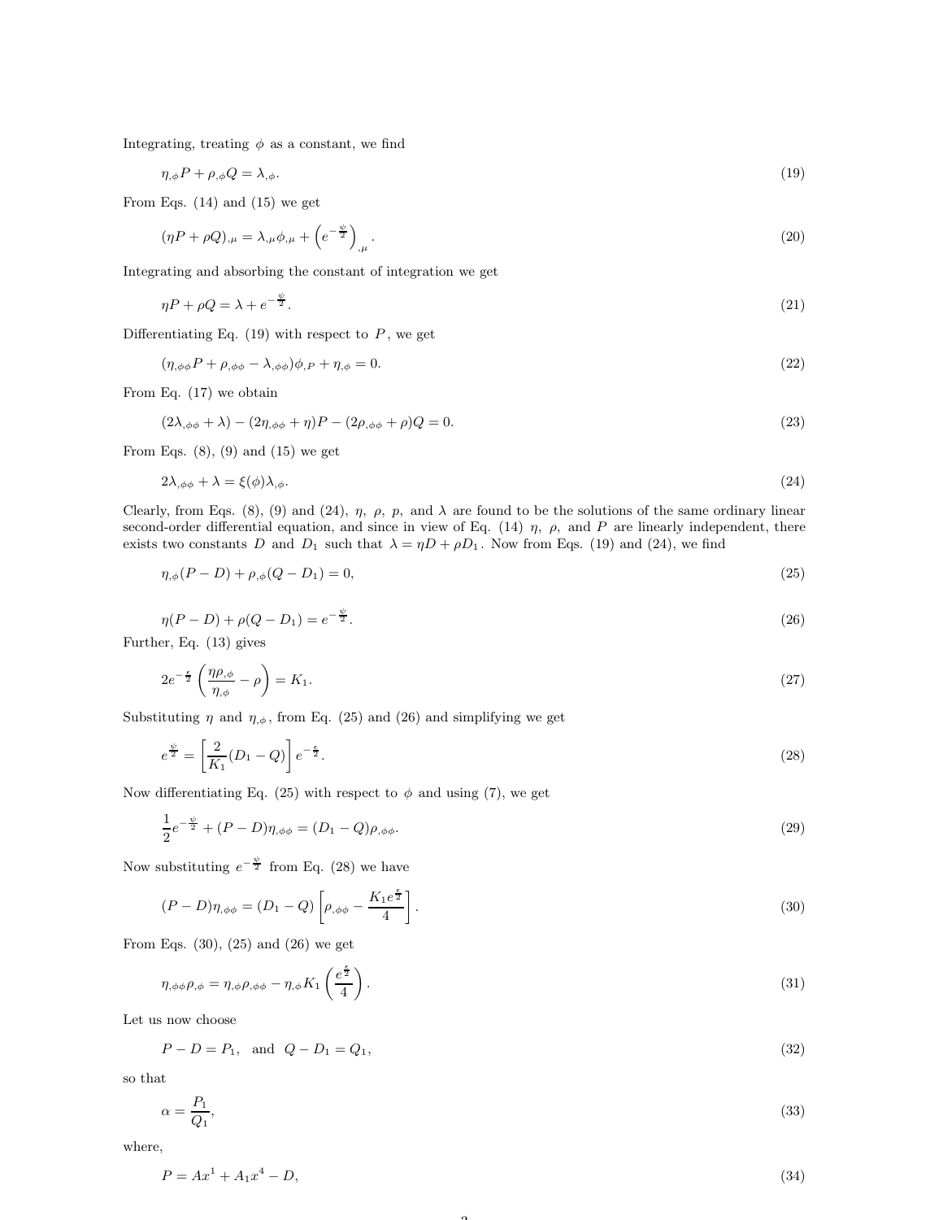Integrating, treating $\phi$ as a constant, we find

$$\eta_{,\phi}P + \rho_{,\phi}Q = \lambda_{,\phi}. \tag{19}$$

From Eqs. (14) and (15) we get

$$(\eta P + \rho Q)_{,\mu} = \lambda_{,\mu}\phi_{,\mu} + \left(e^{-\frac{\psi}{2}}\right)_{,\mu}. \tag{20}$$

Integrating and absorbing the constant of integration we get

$$\eta P + \rho Q = \lambda + e^{-\frac{\psi}{2}}. \tag{21}$$

Differentiating Eq. (19) with respect to $P$, we get

$$(\eta_{,\phi\phi}P + \rho_{,\phi\phi} - \lambda_{,\phi\phi})\phi_{,P} + \eta_{,\phi} = 0. \tag{22}$$

From Eq. (17) we obtain

$$(2\lambda_{,\phi\phi} + \lambda) - (2\eta_{,\phi\phi} + \eta)P - (2\rho_{,\phi\phi} + \rho)Q = 0. \tag{23}$$

From Eqs. (8), (9) and (15) we get

$$2\lambda_{,\phi\phi} + \lambda = \xi(\phi)\lambda_{,\phi}. \tag{24}$$

Clearly, from Eqs. (8), (9) and (24), $\eta$, $\rho$, $p$, and $\lambda$ are found to be the solutions of the same ordinary linear second-order differential equation, and since in view of Eq. (14) $\eta$, $\rho$, and $P$ are linearly independent, there exists two constants $D$ and $D_1$ such that $\lambda = \eta D + \rho D_1$. Now from Eqs. (19) and (24), we find

$$\eta_{,\phi}(P - D) + \rho_{,\phi}(Q - D_1) = 0, \tag{25}$$

$$\eta(P - D) + \rho(Q - D_1) = e^{-\frac{\psi}{2}}. \tag{26}$$

Further, Eq. (13) gives

$$2e^{-\frac{\epsilon}{2}}\left(\frac{\eta\rho_{,\phi}}{\eta_{,\phi}} - \rho\right) = K_1. \tag{27}$$

Substituting $\eta$ and $\eta_{,\phi}$, from Eq. (25) and (26) and simplifying we get

$$e^{\frac{\psi}{2}} = \left[\frac{2}{K_1}(D_1 - Q)\right]e^{-\frac{\epsilon}{2}}. \tag{28}$$

Now differentiating Eq. (25) with respect to $\phi$ and using (7), we get

$$\frac{1}{2}e^{-\frac{\psi}{2}} + (P - D)\eta_{,\phi\phi} = (D_1 - Q)\rho_{,\phi\phi}. \tag{29}$$

Now substituting $e^{-\frac{\psi}{2}}$ from Eq. (28) we have

$$(P - D)\eta_{,\phi\phi} = (D_1 - Q)\left[\rho_{,\phi\phi} - \frac{K_1 e^{\frac{\epsilon}{2}}}{4}\right]. \tag{30}$$

From Eqs. (30), (25) and (26) we get

$$\eta_{,\phi\phi}\rho_{,\phi} = \eta_{,\phi}\rho_{,\phi\phi} - \eta_{,\phi}K_1\left(\frac{e^{\frac{\epsilon}{2}}}{4}\right). \tag{31}$$

Let us now choose

$$P - D = P_1, \quad \text{and} \quad Q - D_1 = Q_1, \tag{32}$$

so that

$$\alpha = \frac{P_1}{Q_1}, \tag{33}$$

where,

$$P = Ax^1 + A_1x^4 - D, \tag{34}$$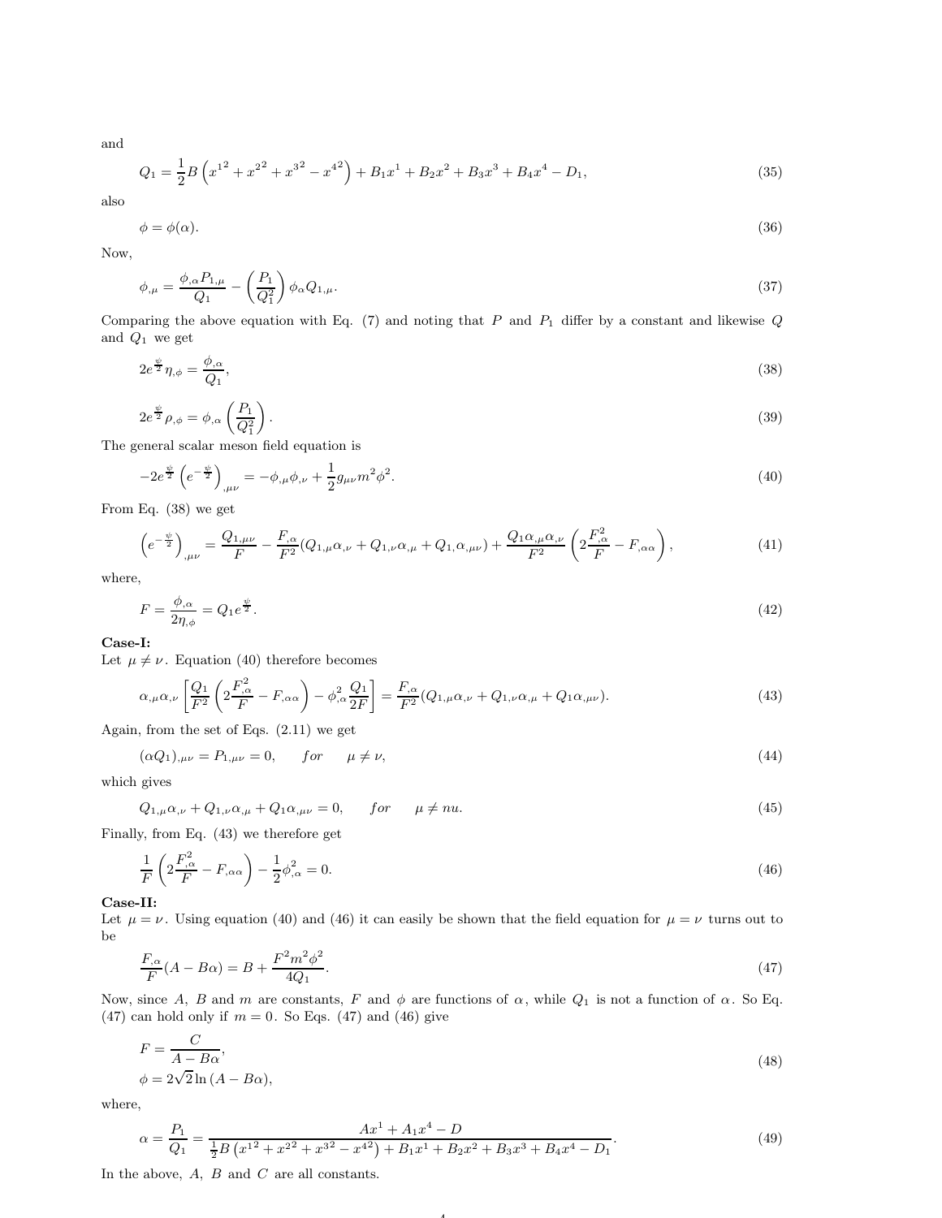and

$$Q_1 = \frac{1}{2}B\left({x^1}^2 + {x^2}^2 + {x^3}^2 - {x^4}^2\right) + B_1 x^1 + B_2 x^2 + B_3 x^3 + B_4 x^4 - D_1, \tag{35}$$

also

$$\phi = \phi(\alpha). \tag{36}$$

Now,

$$\phi_{,\mu} = \frac{\phi_{,\alpha} P_{1,\mu}}{Q_1} - \left(\frac{P_1}{Q_1^2}\right)\phi_{\alpha} Q_{1,\mu}. \tag{37}$$

Comparing the above equation with Eq. (7) and noting that $P$ and $P_1$ differ by a constant and likewise $Q$ and $Q_1$ we get

$$2e^{\frac{\psi}{2}}\eta_{,\phi} = \frac{\phi_{,\alpha}}{Q_1}, \tag{38}$$

$$2e^{\frac{\psi}{2}}\rho_{,\phi} = \phi_{,\alpha}\left(\frac{P_1}{Q_1^2}\right). \tag{39}$$

The general scalar meson field equation is

$$-2e^{\frac{\psi}{2}}\left(e^{-\frac{\psi}{2}}\right)_{,\mu\nu} = -\phi_{,\mu}\phi_{,\nu} + \frac{1}{2}g_{\mu\nu}m^2\phi^2. \tag{40}$$

From Eq. (38) we get

$$\left(e^{-\frac{\psi}{2}}\right)_{,\mu\nu} = \frac{Q_{1,\mu\nu}}{F} - \frac{F_{,\alpha}}{F^2}(Q_{1,\mu}\alpha_{,\nu} + Q_{1,\nu}\alpha_{,\mu} + Q_{1,}\alpha_{,\mu\nu}) + \frac{Q_1\alpha_{,\mu}\alpha_{,\nu}}{F^2}\left(2\frac{F_{,\alpha}^2}{F} - F_{,\alpha\alpha}\right), \tag{41}$$

where,

$$F = \frac{\phi_{,\alpha}}{2\eta_{,\phi}} = Q_1 e^{\frac{\psi}{2}}. \tag{42}$$

**Case-I:**
Let $\mu \neq \nu$. Equation (40) therefore becomes

$$\alpha_{,\mu}\alpha_{,\nu}\left[\frac{Q_1}{F^2}\left(2\frac{F_{,\alpha}^2}{F} - F_{,\alpha\alpha}\right) - \phi_{,\alpha}^2\frac{Q_1}{2F}\right] = \frac{F_{,\alpha}}{F^2}(Q_{1,\mu}\alpha_{,\nu} + Q_{1,\nu}\alpha_{,\mu} + Q_1\alpha_{,\mu\nu}). \tag{43}$$

Again, from the set of Eqs. (2.11) we get

$$(\alpha Q_1)_{,\mu\nu} = P_{1,\mu\nu} = 0, \qquad for \qquad \mu \neq \nu, \tag{44}$$

which gives

$$Q_{1,\mu}\alpha_{,\nu} + Q_{1,\nu}\alpha_{,\mu} + Q_1\alpha_{,\mu\nu} = 0, \qquad for \qquad \mu \neq nu. \tag{45}$$

Finally, from Eq. (43) we therefore get

$$\frac{1}{F}\left(2\frac{F_{,\alpha}^2}{F} - F_{,\alpha\alpha}\right) - \frac{1}{2}\phi_{,\alpha}^2 = 0. \tag{46}$$

**Case-II:**
Let $\mu = \nu$. Using equation (40) and (46) it can easily be shown that the field equation for $\mu = \nu$ turns out to be

$$\frac{F_{,\alpha}}{F}(A - B\alpha) = B + \frac{F^2 m^2 \phi^2}{4Q_1}. \tag{47}$$

Now, since $A$, $B$ and $m$ are constants, $F$ and $\phi$ are functions of $\alpha$, while $Q_1$ is not a function of $\alpha$. So Eq. (47) can hold only if $m = 0$. So Eqs. (47) and (46) give

$$\begin{aligned} F &= \frac{C}{A - B\alpha}, \\ \phi &= 2\sqrt{2}\ln\left(A - B\alpha\right), \end{aligned} \tag{48}$$

where,

$$\alpha = \frac{P_1}{Q_1} = \frac{Ax^1 + A_1 x^4 - D}{\frac{1}{2}B\left({x^1}^2 + {x^2}^2 + {x^3}^2 - {x^4}^2\right) + B_1 x^1 + B_2 x^2 + B_3 x^3 + B_4 x^4 - D_1}. \tag{49}$$

In the above, $A$, $B$ and $C$ are all constants.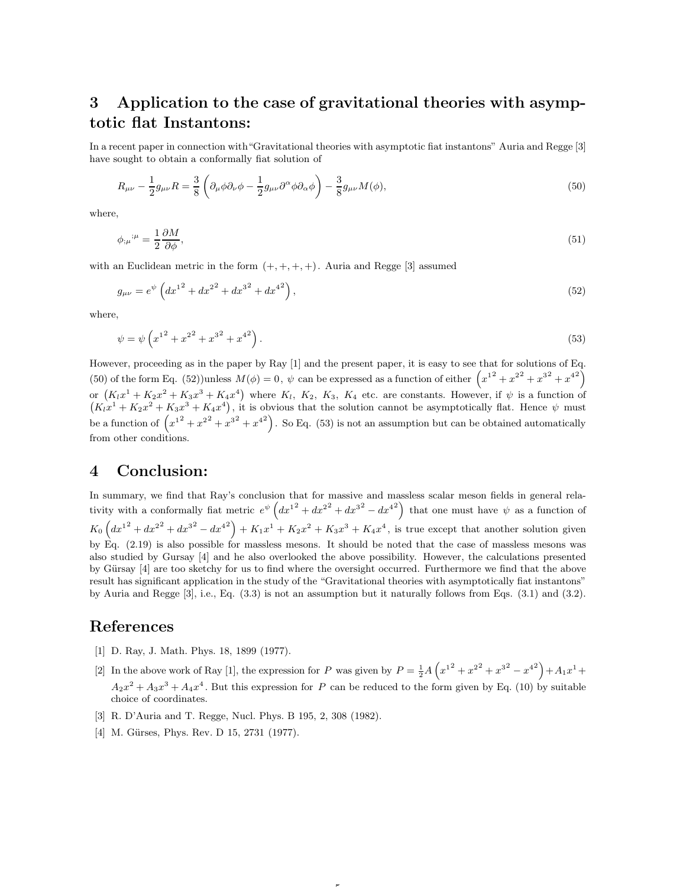## 3 Application to the case of gravitational theories with asymptotic flat Instantons:

In a recent paper in connection with "Gravitational theories with asymptotic flat instantons" Auria and Regge [3] have sought to obtain a conformally flat solution of

$$R_{\mu\nu} - \frac{1}{2}g_{\mu\nu}R = \frac{3}{8}\left(\partial_\mu\phi\partial_\nu\phi - \frac{1}{2}g_{\mu\nu}\partial^\alpha\phi\partial_\alpha\phi\right) - \frac{3}{8}g_{\mu\nu}M(\phi), \tag{50}$$

where,

$$\phi_{;\mu}{}^{;\mu} = \frac{1}{2}\frac{\partial M}{\partial \phi}, \tag{51}$$

with an Euclidean metric in the form $(+,+,+,+)$. Auria and Regge [3] assumed

$$g_{\mu\nu} = e^{\psi}\left({dx^1}^2 + {dx^2}^2 + {dx^3}^2 + {dx^4}^2\right), \tag{52}$$

where,

$$\psi = \psi\left({x^1}^2 + {x^2}^2 + {x^3}^2 + {x^4}^2\right). \tag{53}$$

However, proceeding as in the paper by Ray [1] and the present paper, it is easy to see that for solutions of Eq. (50) of the form Eq. (52))unless $M(\phi) = 0$, $\psi$ can be expressed as a function of either $\left({x^1}^2 + {x^2}^2 + {x^3}^2 + {x^4}^2\right)$ or $\left(K_l x^1 + K_2 x^2 + K_3 x^3 + K_4 x^4\right)$ where $K_l$, $K_2$, $K_3$, $K_4$ etc. are constants. However, if $\psi$ is a function of $\left(K_l x^1 + K_2 x^2 + K_3 x^3 + K_4 x^4\right)$, it is obvious that the solution cannot be asymptotically flat. Hence $\psi$ must be a function of $\left({x^1}^2 + {x^2}^2 + {x^3}^2 + {x^4}^2\right)$. So Eq. (53) is not an assumption but can be obtained automatically from other conditions.

## 4 Conclusion:

In summary, we find that Ray's conclusion that for massive and massless scalar meson fields in general relativity with a conformally flat metric $e^{\psi}\left({dx^1}^2 + {dx^2}^2 + {dx^3}^2 - {dx^4}^2\right)$ that one must have $\psi$ as a function of $K_0\left({dx^1}^2 + {dx^2}^2 + {dx^3}^2 - {dx^4}^2\right) + K_1 x^1 + K_2 x^2 + K_3 x^3 + K_4 x^4$, is true except that another solution given by Eq. (2.19) is also possible for massless mesons. It should be noted that the case of massless mesons was also studied by Gursay [4] and he also overlooked the above possibility. However, the calculations presented by Gürsay [4] are too sketchy for us to find where the oversight occurred. Furthermore we find that the above result has significant application in the study of the "Gravitational theories with asymptotically flat instantons" by Auria and Regge [3], i.e., Eq. (3.3) is not an assumption but it naturally follows from Eqs. (3.1) and (3.2).

## References

[1] D. Ray, J. Math. Phys. 18, 1899 (1977).

[2] In the above work of Ray [1], the expression for $P$ was given by $P = \frac{1}{2}A\left({x^1}^2 + {x^2}^2 + {x^3}^2 - {x^4}^2\right) + A_1 x^1 + A_2 x^2 + A_3 x^3 + A_4 x^4$. But this expression for $P$ can be reduced to the form given by Eq. (10) by suitable choice of coordinates.

[3] R. D'Auria and T. Regge, Nucl. Phys. B 195, 2, 308 (1982).

[4] M. Gürses, Phys. Rev. D 15, 2731 (1977).